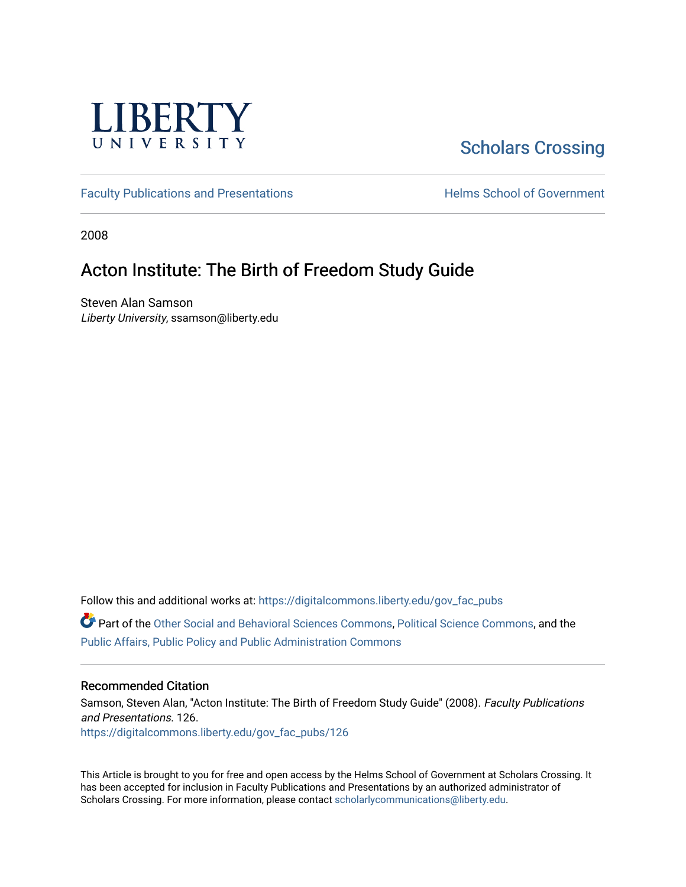LIBERTY UNIVERSITY

Scholars Crossing

Faculty Publications and Presentations

Helms School of Government

2008

# Acton Institute: The Birth of Freedom Study Guide

Steven Alan Samson
*Liberty University*, ssamson@liberty.edu

Follow this and additional works at: https://digitalcommons.liberty.edu/gov_fac_pubs

Part of the Other Social and Behavioral Sciences Commons, Political Science Commons, and the Public Affairs, Public Policy and Public Administration Commons

## Recommended Citation

Samson, Steven Alan, "Acton Institute: The Birth of Freedom Study Guide" (2008). *Faculty Publications and Presentations*. 126.
https://digitalcommons.liberty.edu/gov_fac_pubs/126

This Article is brought to you for free and open access by the Helms School of Government at Scholars Crossing. It has been accepted for inclusion in Faculty Publications and Presentations by an authorized administrator of Scholars Crossing. For more information, please contact scholarlycommunications@liberty.edu.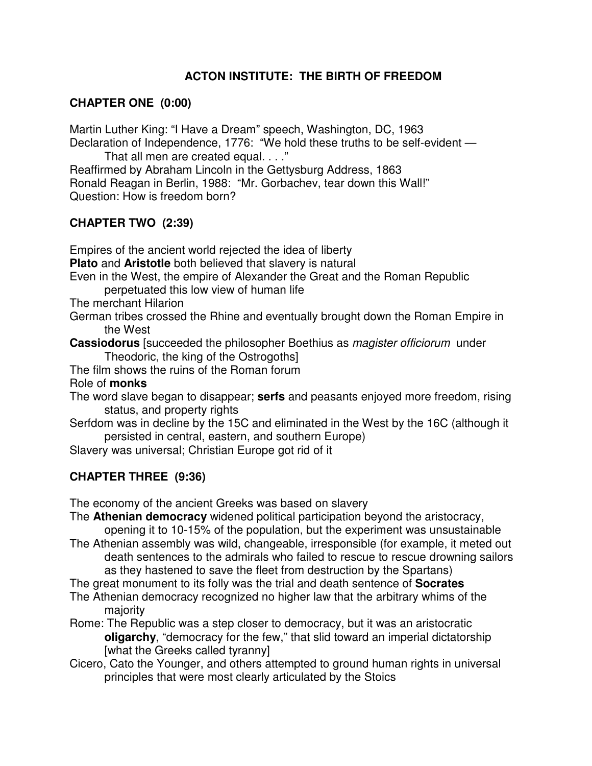## ACTON INSTITUTE: THE BIRTH OF FREEDOM

### CHAPTER ONE (0:00)

Martin Luther King: "I Have a Dream" speech, Washington, DC, 1963
Declaration of Independence, 1776: "We hold these truths to be self-evident —
That all men are created equal. . . ."
Reaffirmed by Abraham Lincoln in the Gettysburg Address, 1863
Ronald Reagan in Berlin, 1988: "Mr. Gorbachev, tear down this Wall!"
Question: How is freedom born?

### CHAPTER TWO (2:39)

Empires of the ancient world rejected the idea of liberty
**Plato** and **Aristotle** both believed that slavery is natural
Even in the West, the empire of Alexander the Great and the Roman Republic perpetuated this low view of human life
The merchant Hilarion
German tribes crossed the Rhine and eventually brought down the Roman Empire in the West
**Cassiodorus** [succeeded the philosopher Boethius as *magister officiorum* under Theodoric, the king of the Ostrogoths]
The film shows the ruins of the Roman forum
Role of **monks**
The word slave began to disappear; **serfs** and peasants enjoyed more freedom, rising status, and property rights
Serfdom was in decline by the 15C and eliminated in the West by the 16C (although it persisted in central, eastern, and southern Europe)
Slavery was universal; Christian Europe got rid of it

### CHAPTER THREE (9:36)

The economy of the ancient Greeks was based on slavery
The **Athenian democracy** widened political participation beyond the aristocracy, opening it to 10-15% of the population, but the experiment was unsustainable
The Athenian assembly was wild, changeable, irresponsible (for example, it meted out death sentences to the admirals who failed to rescue to rescue drowning sailors as they hastened to save the fleet from destruction by the Spartans)
The great monument to its folly was the trial and death sentence of **Socrates**
The Athenian democracy recognized no higher law that the arbitrary whims of the majority
Rome: The Republic was a step closer to democracy, but it was an aristocratic **oligarchy**, "democracy for the few," that slid toward an imperial dictatorship [what the Greeks called tyranny]
Cicero, Cato the Younger, and others attempted to ground human rights in universal principles that were most clearly articulated by the Stoics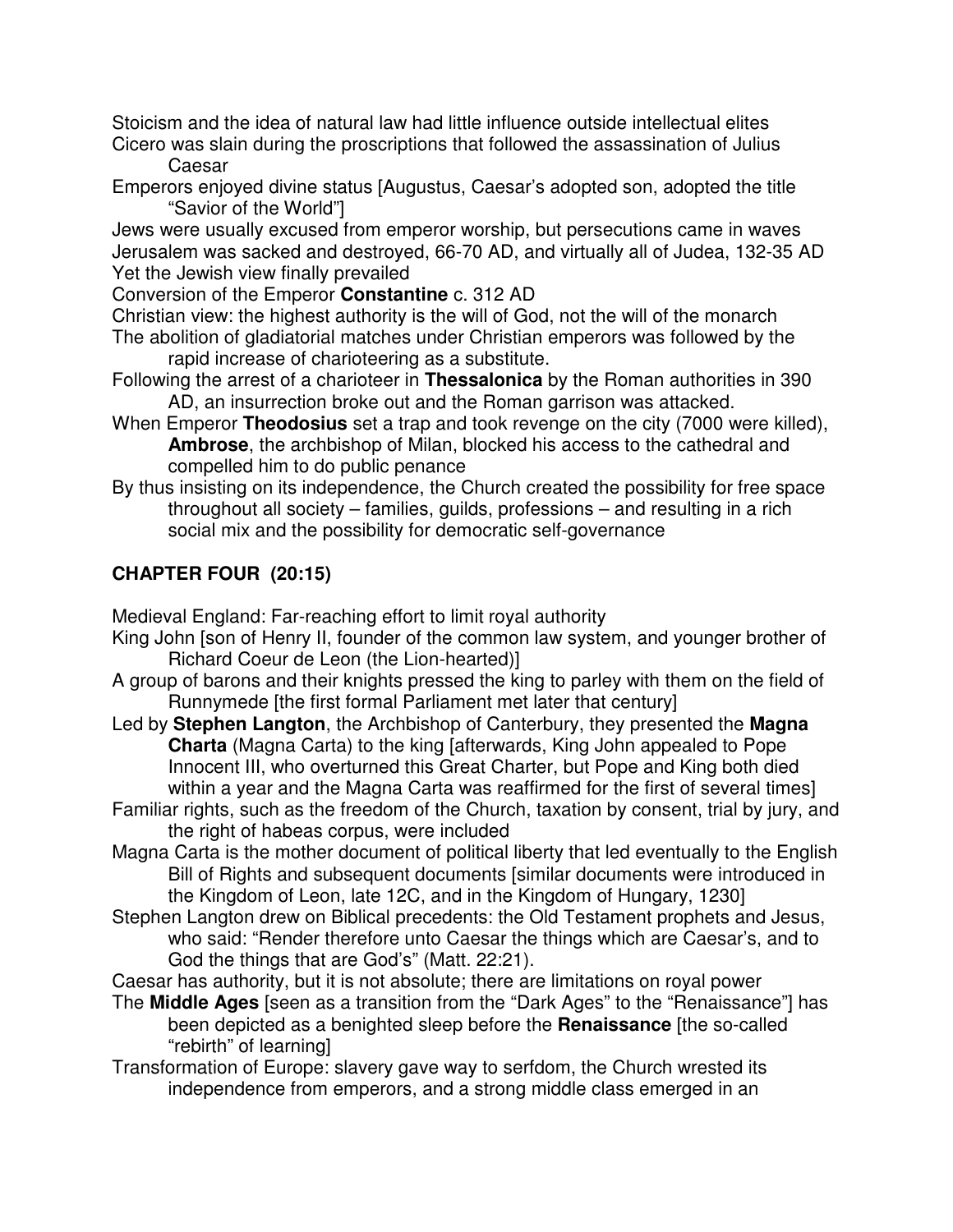Stoicism and the idea of natural law had little influence outside intellectual elites

Cicero was slain during the proscriptions that followed the assassination of Julius Caesar

Emperors enjoyed divine status [Augustus, Caesar's adopted son, adopted the title "Savior of the World"]

Jews were usually excused from emperor worship, but persecutions came in waves

Jerusalem was sacked and destroyed, 66-70 AD, and virtually all of Judea, 132-35 AD

Yet the Jewish view finally prevailed

Conversion of the Emperor **Constantine** c. 312 AD

Christian view: the highest authority is the will of God, not the will of the monarch

The abolition of gladiatorial matches under Christian emperors was followed by the rapid increase of charioteering as a substitute.

Following the arrest of a charioteer in **Thessalonica** by the Roman authorities in 390 AD, an insurrection broke out and the Roman garrison was attacked.

When Emperor **Theodosius** set a trap and took revenge on the city (7000 were killed), **Ambrose**, the archbishop of Milan, blocked his access to the cathedral and compelled him to do public penance

By thus insisting on its independence, the Church created the possibility for free space throughout all society – families, guilds, professions – and resulting in a rich social mix and the possibility for democratic self-governance

## CHAPTER FOUR (20:15)

Medieval England: Far-reaching effort to limit royal authority

King John [son of Henry II, founder of the common law system, and younger brother of Richard Coeur de Leon (the Lion-hearted)]

A group of barons and their knights pressed the king to parley with them on the field of Runnymede [the first formal Parliament met later that century]

Led by **Stephen Langton**, the Archbishop of Canterbury, they presented the **Magna Charta** (Magna Carta) to the king [afterwards, King John appealed to Pope Innocent III, who overturned this Great Charter, but Pope and King both died within a year and the Magna Carta was reaffirmed for the first of several times]

Familiar rights, such as the freedom of the Church, taxation by consent, trial by jury, and the right of habeas corpus, were included

Magna Carta is the mother document of political liberty that led eventually to the English Bill of Rights and subsequent documents [similar documents were introduced in the Kingdom of Leon, late 12C, and in the Kingdom of Hungary, 1230]

Stephen Langton drew on Biblical precedents: the Old Testament prophets and Jesus, who said: "Render therefore unto Caesar the things which are Caesar's, and to God the things that are God's" (Matt. 22:21).

Caesar has authority, but it is not absolute; there are limitations on royal power

The **Middle Ages** [seen as a transition from the "Dark Ages" to the "Renaissance"] has been depicted as a benighted sleep before the **Renaissance** [the so-called "rebirth" of learning]

Transformation of Europe: slavery gave way to serfdom, the Church wrested its independence from emperors, and a strong middle class emerged in an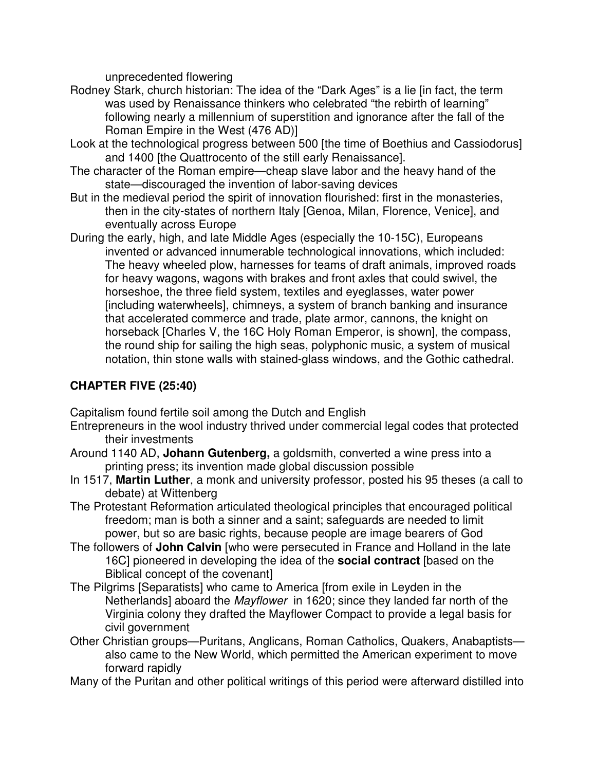unprecedented flowering

Rodney Stark, church historian: The idea of the "Dark Ages" is a lie [in fact, the term was used by Renaissance thinkers who celebrated "the rebirth of learning" following nearly a millennium of superstition and ignorance after the fall of the Roman Empire in the West (476 AD)]

Look at the technological progress between 500 [the time of Boethius and Cassiodorus] and 1400 [the Quattrocento of the still early Renaissance].

The character of the Roman empire—cheap slave labor and the heavy hand of the state—discouraged the invention of labor-saving devices

But in the medieval period the spirit of innovation flourished: first in the monasteries, then in the city-states of northern Italy [Genoa, Milan, Florence, Venice], and eventually across Europe

During the early, high, and late Middle Ages (especially the 10-15C), Europeans invented or advanced innumerable technological innovations, which included: The heavy wheeled plow, harnesses for teams of draft animals, improved roads for heavy wagons, wagons with brakes and front axles that could swivel, the horseshoe, the three field system, textiles and eyeglasses, water power [including waterwheels], chimneys, a system of branch banking and insurance that accelerated commerce and trade, plate armor, cannons, the knight on horseback [Charles V, the 16C Holy Roman Emperor, is shown], the compass, the round ship for sailing the high seas, polyphonic music, a system of musical notation, thin stone walls with stained-glass windows, and the Gothic cathedral.

## CHAPTER FIVE (25:40)

Capitalism found fertile soil among the Dutch and English

Entrepreneurs in the wool industry thrived under commercial legal codes that protected their investments

Around 1140 AD, **Johann Gutenberg,** a goldsmith, converted a wine press into a printing press; its invention made global discussion possible

In 1517, **Martin Luther**, a monk and university professor, posted his 95 theses (a call to debate) at Wittenberg

The Protestant Reformation articulated theological principles that encouraged political freedom; man is both a sinner and a saint; safeguards are needed to limit power, but so are basic rights, because people are image bearers of God

The followers of **John Calvin** [who were persecuted in France and Holland in the late 16C] pioneered in developing the idea of the **social contract** [based on the Biblical concept of the covenant]

The Pilgrims [Separatists] who came to America [from exile in Leyden in the Netherlands] aboard the *Mayflower* in 1620; since they landed far north of the Virginia colony they drafted the Mayflower Compact to provide a legal basis for civil government

Other Christian groups—Puritans, Anglicans, Roman Catholics, Quakers, Anabaptists—also came to the New World, which permitted the American experiment to move forward rapidly

Many of the Puritan and other political writings of this period were afterward distilled into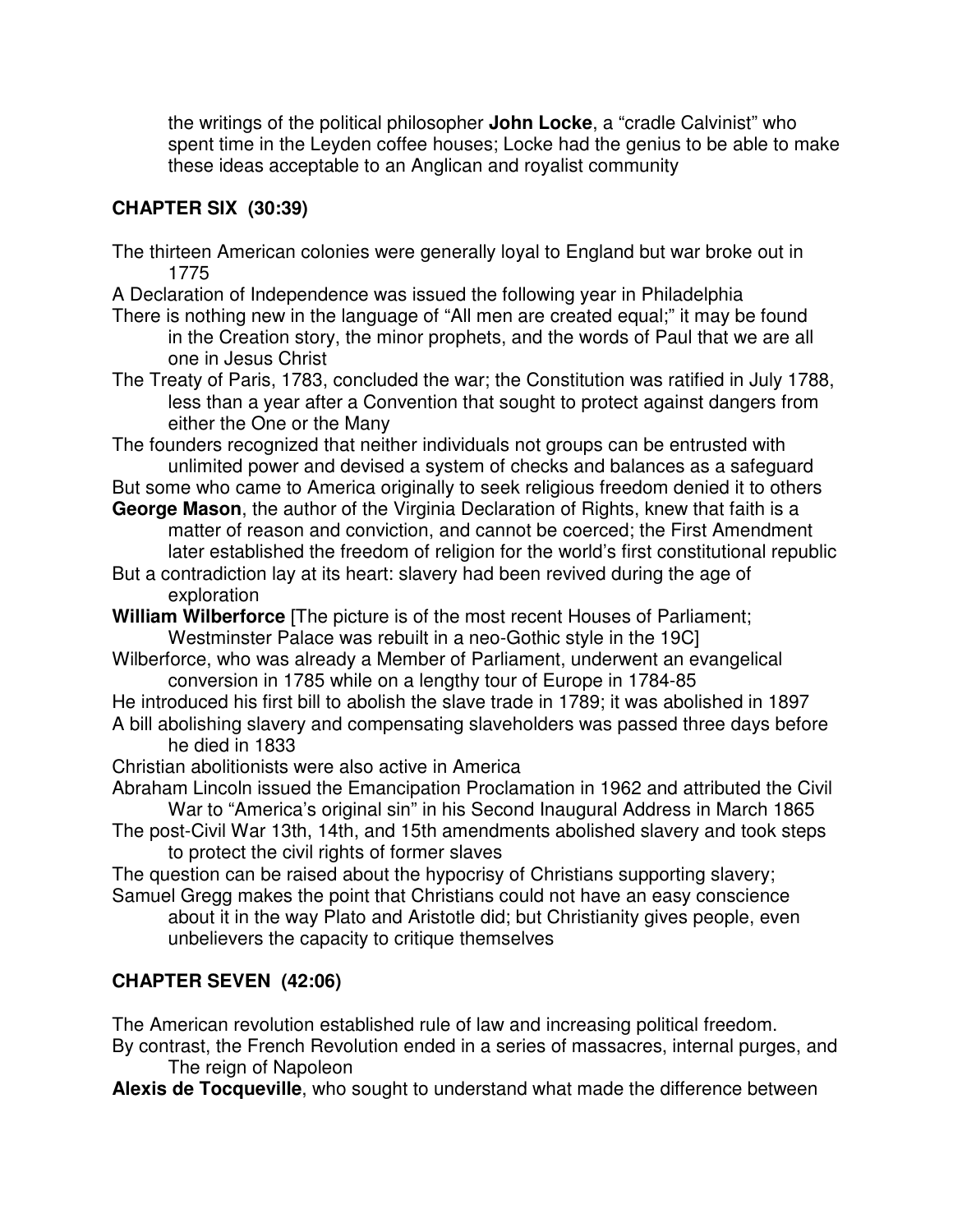the writings of the political philosopher **John Locke**, a "cradle Calvinist" who spent time in the Leyden coffee houses; Locke had the genius to be able to make these ideas acceptable to an Anglican and royalist community

## CHAPTER SIX (30:39)

The thirteen American colonies were generally loyal to England but war broke out in 1775

A Declaration of Independence was issued the following year in Philadelphia

There is nothing new in the language of "All men are created equal;" it may be found in the Creation story, the minor prophets, and the words of Paul that we are all one in Jesus Christ

The Treaty of Paris, 1783, concluded the war; the Constitution was ratified in July 1788, less than a year after a Convention that sought to protect against dangers from either the One or the Many

The founders recognized that neither individuals not groups can be entrusted with unlimited power and devised a system of checks and balances as a safeguard

But some who came to America originally to seek religious freedom denied it to others

**George Mason**, the author of the Virginia Declaration of Rights, knew that faith is a matter of reason and conviction, and cannot be coerced; the First Amendment later established the freedom of religion for the world's first constitutional republic

But a contradiction lay at its heart: slavery had been revived during the age of exploration

**William Wilberforce** [The picture is of the most recent Houses of Parliament; Westminster Palace was rebuilt in a neo-Gothic style in the 19C]

Wilberforce, who was already a Member of Parliament, underwent an evangelical conversion in 1785 while on a lengthy tour of Europe in 1784-85

He introduced his first bill to abolish the slave trade in 1789; it was abolished in 1897

A bill abolishing slavery and compensating slaveholders was passed three days before he died in 1833

Christian abolitionists were also active in America

Abraham Lincoln issued the Emancipation Proclamation in 1962 and attributed the Civil War to "America's original sin" in his Second Inaugural Address in March 1865

The post-Civil War 13th, 14th, and 15th amendments abolished slavery and took steps to protect the civil rights of former slaves

The question can be raised about the hypocrisy of Christians supporting slavery;

Samuel Gregg makes the point that Christians could not have an easy conscience about it in the way Plato and Aristotle did; but Christianity gives people, even unbelievers the capacity to critique themselves

## CHAPTER SEVEN (42:06)

The American revolution established rule of law and increasing political freedom.

By contrast, the French Revolution ended in a series of massacres, internal purges, and The reign of Napoleon

**Alexis de Tocqueville**, who sought to understand what made the difference between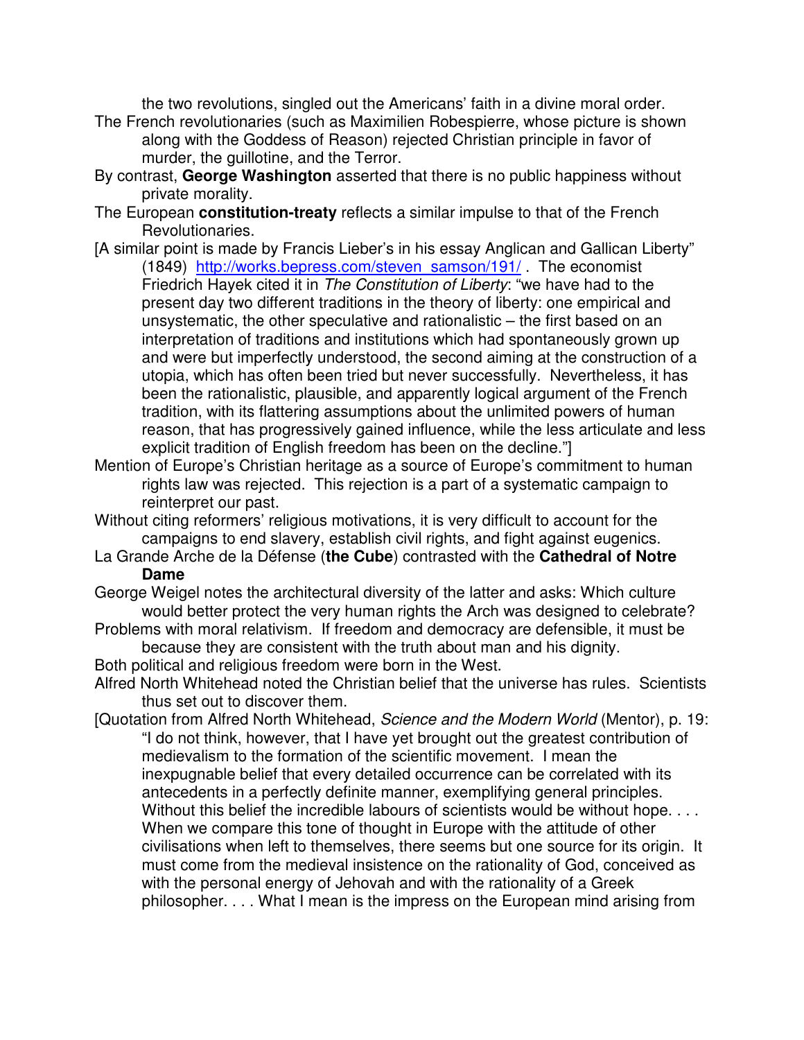the two revolutions, singled out the Americans' faith in a divine moral order.

The French revolutionaries (such as Maximilien Robespierre, whose picture is shown along with the Goddess of Reason) rejected Christian principle in favor of murder, the guillotine, and the Terror.

By contrast, **George Washington** asserted that there is no public happiness without private morality.

The European **constitution-treaty** reflects a similar impulse to that of the French Revolutionaries.

[A similar point is made by Francis Lieber's in his essay Anglican and Gallican Liberty" (1849) http://works.bepress.com/steven_samson/191/ . The economist Friedrich Hayek cited it in *The Constitution of Liberty*: "we have had to the present day two different traditions in the theory of liberty: one empirical and unsystematic, the other speculative and rationalistic – the first based on an interpretation of traditions and institutions which had spontaneously grown up and were but imperfectly understood, the second aiming at the construction of a utopia, which has often been tried but never successfully. Nevertheless, it has been the rationalistic, plausible, and apparently logical argument of the French tradition, with its flattering assumptions about the unlimited powers of human reason, that has progressively gained influence, while the less articulate and less explicit tradition of English freedom has been on the decline."]

Mention of Europe's Christian heritage as a source of Europe's commitment to human rights law was rejected. This rejection is a part of a systematic campaign to reinterpret our past.

Without citing reformers' religious motivations, it is very difficult to account for the campaigns to end slavery, establish civil rights, and fight against eugenics.

La Grande Arche de la Défense (**the Cube**) contrasted with the **Cathedral of Notre Dame**

George Weigel notes the architectural diversity of the latter and asks: Which culture would better protect the very human rights the Arch was designed to celebrate?

Problems with moral relativism. If freedom and democracy are defensible, it must be because they are consistent with the truth about man and his dignity.

Both political and religious freedom were born in the West.

Alfred North Whitehead noted the Christian belief that the universe has rules. Scientists thus set out to discover them.

[Quotation from Alfred North Whitehead, *Science and the Modern World* (Mentor), p. 19: "I do not think, however, that I have yet brought out the greatest contribution of medievalism to the formation of the scientific movement. I mean the inexpugnable belief that every detailed occurrence can be correlated with its antecedents in a perfectly definite manner, exemplifying general principles. Without this belief the incredible labours of scientists would be without hope. . . . When we compare this tone of thought in Europe with the attitude of other civilisations when left to themselves, there seems but one source for its origin. It must come from the medieval insistence on the rationality of God, conceived as with the personal energy of Jehovah and with the rationality of a Greek philosopher. . . . What I mean is the impress on the European mind arising from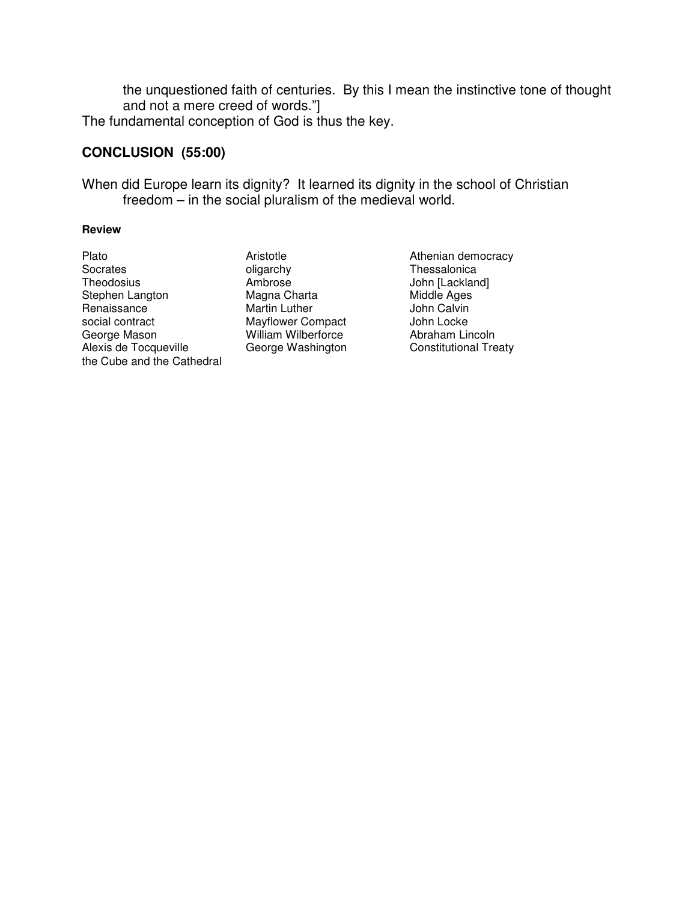the unquestioned faith of centuries. By this I mean the instinctive tone of thought and not a mere creed of words."]

The fundamental conception of God is thus the key.

## CONCLUSION (55:00)

When did Europe learn its dignity? It learned its dignity in the school of Christian freedom – in the social pluralism of the medieval world.

**Review**

| | | |
|---|---|---|
| Plato | Aristotle | Athenian democracy |
| Socrates | oligarchy | Thessalonica |
| Theodosius | Ambrose | John [Lackland] |
| Stephen Langton | Magna Charta | Middle Ages |
| Renaissance | Martin Luther | John Calvin |
| social contract | Mayflower Compact | John Locke |
| George Mason | William Wilberforce | Abraham Lincoln |
| Alexis de Tocqueville | George Washington | Constitutional Treaty |
| the Cube and the Cathedral | | |